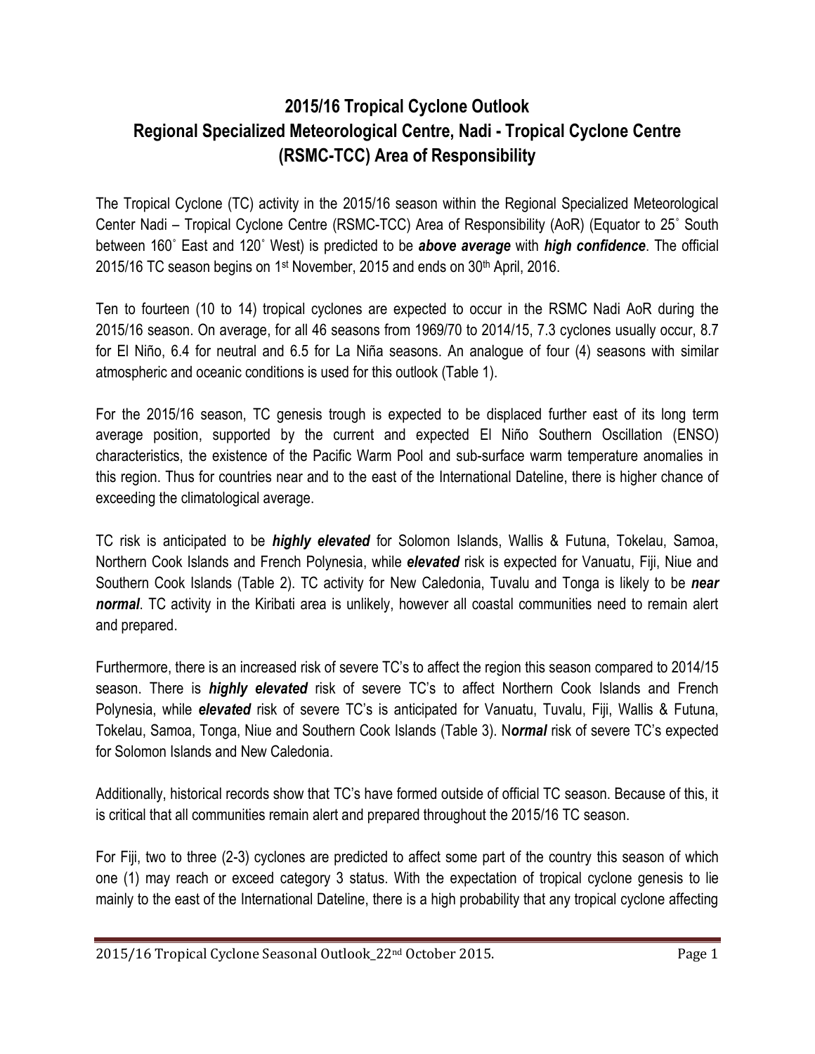# 2015/16 Tropical Cyclone Outlook
# Regional Specialized Meteorological Centre, Nadi - Tropical Cyclone Centre (RSMC-TCC) Area of Responsibility

The Tropical Cyclone (TC) activity in the 2015/16 season within the Regional Specialized Meteorological Center Nadi – Tropical Cyclone Centre (RSMC-TCC) Area of Responsibility (AoR) (Equator to 25˚ South between 160˚ East and 120˚ West) is predicted to be ***above average*** with ***high confidence***. The official 2015/16 TC season begins on 1st November, 2015 and ends on 30th April, 2016.

Ten to fourteen (10 to 14) tropical cyclones are expected to occur in the RSMC Nadi AoR during the 2015/16 season. On average, for all 46 seasons from 1969/70 to 2014/15, 7.3 cyclones usually occur, 8.7 for El Niño, 6.4 for neutral and 6.5 for La Niña seasons. An analogue of four (4) seasons with similar atmospheric and oceanic conditions is used for this outlook (Table 1).

For the 2015/16 season, TC genesis trough is expected to be displaced further east of its long term average position, supported by the current and expected El Niño Southern Oscillation (ENSO) characteristics, the existence of the Pacific Warm Pool and sub-surface warm temperature anomalies in this region. Thus for countries near and to the east of the International Dateline, there is higher chance of exceeding the climatological average.

TC risk is anticipated to be ***highly elevated*** for Solomon Islands, Wallis & Futuna, Tokelau, Samoa, Northern Cook Islands and French Polynesia, while ***elevated*** risk is expected for Vanuatu, Fiji, Niue and Southern Cook Islands (Table 2). TC activity for New Caledonia, Tuvalu and Tonga is likely to be ***near normal***. TC activity in the Kiribati area is unlikely, however all coastal communities need to remain alert and prepared.

Furthermore, there is an increased risk of severe TC's to affect the region this season compared to 2014/15 season. There is ***highly elevated*** risk of severe TC's to affect Northern Cook Islands and French Polynesia, while ***elevated*** risk of severe TC's is anticipated for Vanuatu, Tuvalu, Fiji, Wallis & Futuna, Tokelau, Samoa, Tonga, Niue and Southern Cook Islands (Table 3). N***ormal*** risk of severe TC's expected for Solomon Islands and New Caledonia.

Additionally, historical records show that TC's have formed outside of official TC season. Because of this, it is critical that all communities remain alert and prepared throughout the 2015/16 TC season.

For Fiji, two to three (2-3) cyclones are predicted to affect some part of the country this season of which one (1) may reach or exceed category 3 status. With the expectation of tropical cyclone genesis to lie mainly to the east of the International Dateline, there is a high probability that any tropical cyclone affecting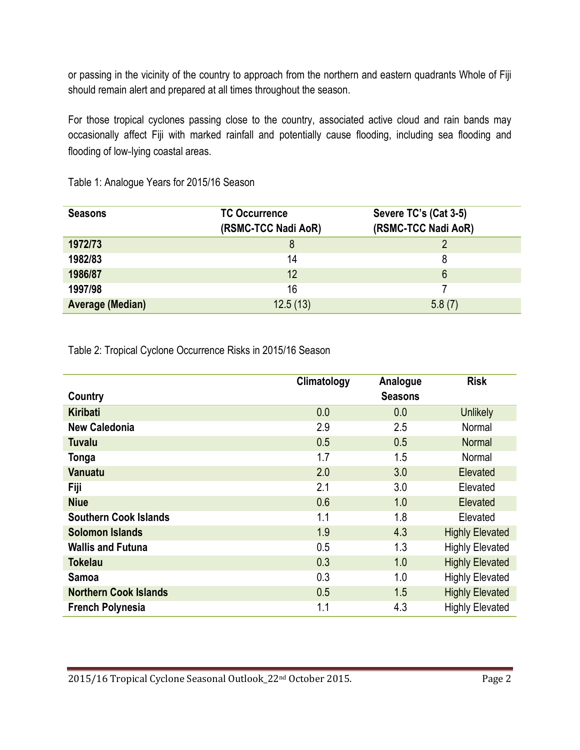or passing in the vicinity of the country to approach from the northern and eastern quadrants Whole of Fiji should remain alert and prepared at all times throughout the season.

For those tropical cyclones passing close to the country, associated active cloud and rain bands may occasionally affect Fiji with marked rainfall and potentially cause flooding, including sea flooding and flooding of low-lying coastal areas.

Table 1: Analogue Years for 2015/16 Season

| Seasons | TC Occurrence (RSMC-TCC Nadi AoR) | Severe TC's (Cat 3-5) (RSMC-TCC Nadi AoR) |
|---|---|---|
| **1972/73** | 8 | 2 |
| **1982/83** | 14 | 8 |
| **1986/87** | 12 | 6 |
| **1997/98** | 16 | 7 |
| **Average (Median)** | 12.5 (13) | 5.8 (7) |

Table 2: Tropical Cyclone Occurrence Risks in 2015/16 Season

| Country | Climatology | Analogue Seasons | Risk |
|---|---|---|---|
| **Kiribati** | 0.0 | 0.0 | Unlikely |
| **New Caledonia** | 2.9 | 2.5 | Normal |
| **Tuvalu** | 0.5 | 0.5 | Normal |
| **Tonga** | 1.7 | 1.5 | Normal |
| **Vanuatu** | 2.0 | 3.0 | Elevated |
| **Fiji** | 2.1 | 3.0 | Elevated |
| **Niue** | 0.6 | 1.0 | Elevated |
| **Southern Cook Islands** | 1.1 | 1.8 | Elevated |
| **Solomon Islands** | 1.9 | 4.3 | Highly Elevated |
| **Wallis and Futuna** | 0.5 | 1.3 | Highly Elevated |
| **Tokelau** | 0.3 | 1.0 | Highly Elevated |
| **Samoa** | 0.3 | 1.0 | Highly Elevated |
| **Northern Cook Islands** | 0.5 | 1.5 | Highly Elevated |
| **French Polynesia** | 1.1 | 4.3 | Highly Elevated |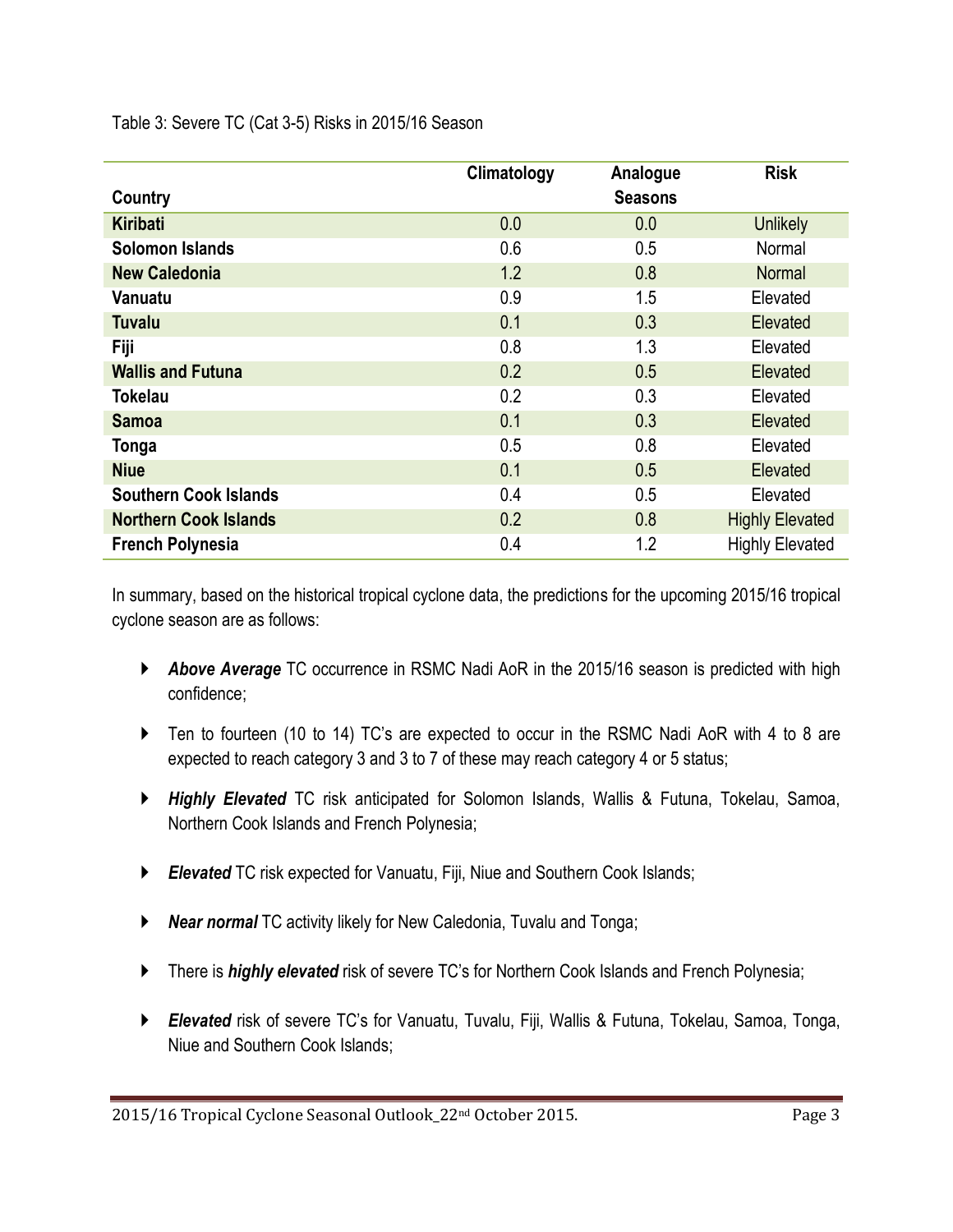Table 3: Severe TC (Cat 3-5) Risks in 2015/16 Season

| Country | Climatology | Analogue Seasons | Risk |
|---|---|---|---|
| **Kiribati** | 0.0 | 0.0 | Unlikely |
| **Solomon Islands** | 0.6 | 0.5 | Normal |
| **New Caledonia** | 1.2 | 0.8 | Normal |
| **Vanuatu** | 0.9 | 1.5 | Elevated |
| **Tuvalu** | 0.1 | 0.3 | Elevated |
| **Fiji** | 0.8 | 1.3 | Elevated |
| **Wallis and Futuna** | 0.2 | 0.5 | Elevated |
| **Tokelau** | 0.2 | 0.3 | Elevated |
| **Samoa** | 0.1 | 0.3 | Elevated |
| **Tonga** | 0.5 | 0.8 | Elevated |
| **Niue** | 0.1 | 0.5 | Elevated |
| **Southern Cook Islands** | 0.4 | 0.5 | Elevated |
| **Northern Cook Islands** | 0.2 | 0.8 | Highly Elevated |
| **French Polynesia** | 0.4 | 1.2 | Highly Elevated |

In summary, based on the historical tropical cyclone data, the predictions for the upcoming 2015/16 tropical cyclone season are as follows:

- ***Above Average*** TC occurrence in RSMC Nadi AoR in the 2015/16 season is predicted with high confidence;
- Ten to fourteen (10 to 14) TC's are expected to occur in the RSMC Nadi AoR with 4 to 8 are expected to reach category 3 and 3 to 7 of these may reach category 4 or 5 status;
- ***Highly Elevated*** TC risk anticipated for Solomon Islands, Wallis & Futuna, Tokelau, Samoa, Northern Cook Islands and French Polynesia;
- ***Elevated*** TC risk expected for Vanuatu, Fiji, Niue and Southern Cook Islands;
- ***Near normal*** TC activity likely for New Caledonia, Tuvalu and Tonga;
- There is ***highly elevated*** risk of severe TC's for Northern Cook Islands and French Polynesia;
- ***Elevated*** risk of severe TC's for Vanuatu, Tuvalu, Fiji, Wallis & Futuna, Tokelau, Samoa, Tonga, Niue and Southern Cook Islands;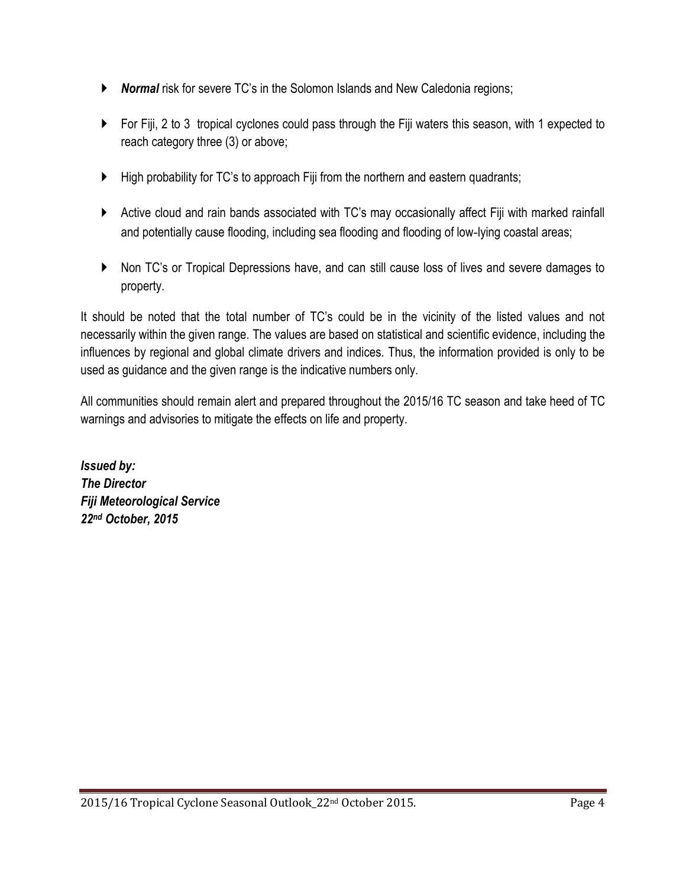- ***Normal*** risk for severe TC's in the Solomon Islands and New Caledonia regions;

- For Fiji, 2 to 3 tropical cyclones could pass through the Fiji waters this season, with 1 expected to reach category three (3) or above;

- High probability for TC's to approach Fiji from the northern and eastern quadrants;

- Active cloud and rain bands associated with TC's may occasionally affect Fiji with marked rainfall and potentially cause flooding, including sea flooding and flooding of low-lying coastal areas;

- Non TC's or Tropical Depressions have, and can still cause loss of lives and severe damages to property.

It should be noted that the total number of TC's could be in the vicinity of the listed values and not necessarily within the given range. The values are based on statistical and scientific evidence, including the influences by regional and global climate drivers and indices. Thus, the information provided is only to be used as guidance and the given range is the indicative numbers only.

All communities should remain alert and prepared throughout the 2015/16 TC season and take heed of TC warnings and advisories to mitigate the effects on life and property.

***Issued by:***
***The Director***
***Fiji Meteorological Service***
***22nd October, 2015***